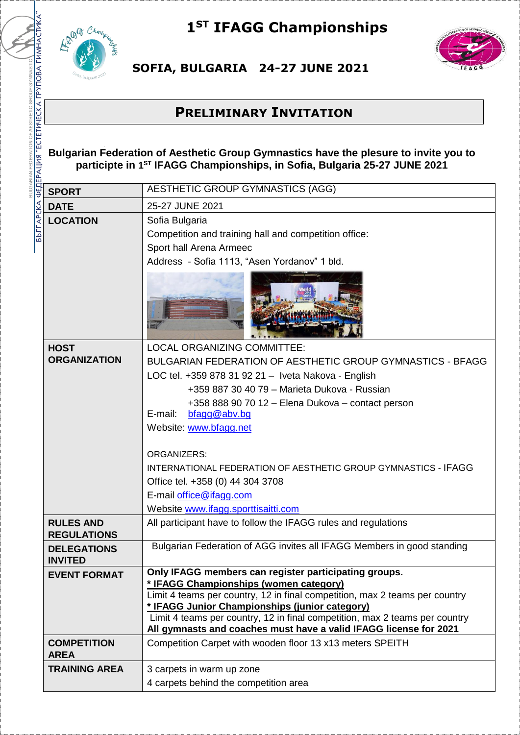# 1[ST] IFAGG Championships

## SOFIA, BULGARIA 24-27 JUNE 2021

## PRELIMINARY INVITATION

**Bulgarian Federation of Aesthetic Group Gymnastics have the plesure to invite you to participte in 1[ST] IFAGG Championships, in Sofia, Bulgaria 25-27 JUNE 2021**

| | |
|---|---|
| **SPORT** | AESTHETIC GROUP GYMNASTICS (AGG) |
| **DATE** | 25-27 JUNE 2021 |
| **LOCATION** | Sofia Bulgaria<br>Competition and training hall and competition office:<br>Sport hall Arena Armeec<br>Address - Sofia 1113, "Asen Yordanov" 1 bld. |
| **HOST ORGANIZATION** | LOCAL ORGANIZING COMMITTEE:<br>BULGARIAN FEDERATION OF AESTHETIC GROUP GYMNASTICS - BFAGG<br>LOC tel. +359 878 31 92 21 – Iveta Nakova - English<br>+359 887 30 40 79 – Marieta Dukova - Russian<br>+358 888 90 70 12 – Elena Dukova – contact person<br>E-mail: bfagg@abv.bg<br>Website: www.bfagg.net<br><br>ORGANIZERS:<br>INTERNATIONAL FEDERATION OF AESTHETIC GROUP GYMNASTICS - IFAGG<br>Office tel. +358 (0) 44 304 3708<br>E-mail office@ifagg.com<br>Website www.ifagg.sporttisaitti.com |
| **RULES AND REGULATIONS** | All participant have to follow the IFAGG rules and regulations |
| **DELEGATIONS INVITED** | Bulgarian Federation of AGG invites all IFAGG Members in good standing |
| **EVENT FORMAT** | **Only IFAGG members can register participating groups.**<br>**\* IFAGG Championships (women category)**<br>Limit 4 teams per country, 12 in final competition, max 2 teams per country<br>**\* IFAGG Junior Championships (junior category)**<br>Limit 4 teams per country, 12 in final competition, max 2 teams per country<br>**All gymnasts and coaches must have a valid IFAGG license for 2021** |
| **COMPETITION AREA** | Competition Carpet with wooden floor 13 x13 meters SPEITH |
| **TRAINING AREA** | 3 carpets in warm up zone<br>4 carpets behind the competition area |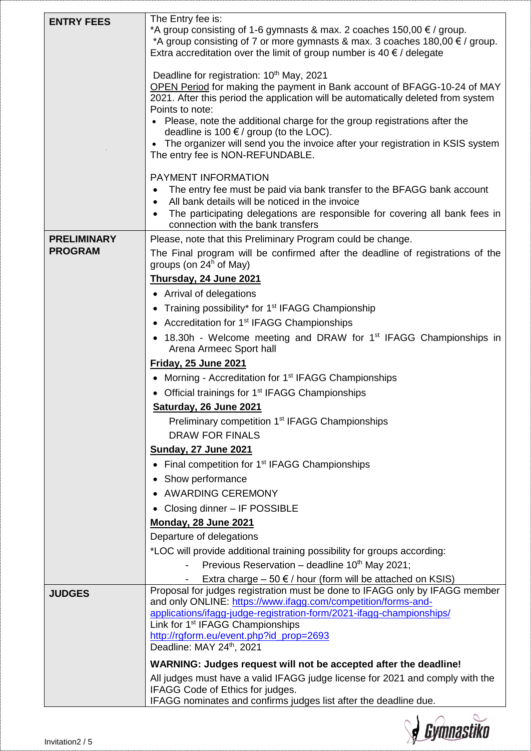| | |
|---|---|
| **ENTRY FEES** | The Entry fee is:<br>*A group consisting of 1-6 gymnasts & max. 2 coaches 150,00 € / group.<br>*A group consisting of 7 or more gymnasts & max. 3 coaches 180,00 € / group.<br>Extra accreditation over the limit of group number is 40 € / delegate<br><br>Deadline for registration: 10th May, 2021<br>OPEN Period for making the payment in Bank account of BFAGG-10-24 of MAY 2021. After this period the application will be automatically deleted from system<br>Points to note:<br>• Please, note the additional charge for the group registrations after the deadline is 100 € / group (to the LOC).<br>• The organizer will send you the invoice after your registration in KSIS system<br>The entry fee is NON-REFUNDABLE.<br><br>PAYMENT INFORMATION<br>• The entry fee must be paid via bank transfer to the BFAGG bank account<br>• All bank details will be noticed in the invoice<br>• The participating delegations are responsible for covering all bank fees in connection with the bank transfers |
| **PRELIMINARY PROGRAM** | Please, note that this Preliminary Program could be change.<br>The Final program will be confirmed after the deadline of registrations of the groups (on 24h of May)<br>**Thursday, 24 June 2021**<br>• Arrival of delegations<br>• Training possibility* for 1st IFAGG Championship<br>• Accreditation for 1st IFAGG Championships<br>• 18.30h - Welcome meeting and DRAW for 1st IFAGG Championships in Arena Armeec Sport hall<br>**Friday, 25 June 2021**<br>• Morning - Accreditation for 1st IFAGG Championships<br>• Official trainings for 1st IFAGG Championships<br>**Saturday, 26 June 2021**<br>Preliminary competition 1st IFAGG Championships<br>DRAW FOR FINALS<br>**Sunday, 27 June 2021**<br>• Final competition for 1st IFAGG Championships<br>• Show performance<br>• AWARDING CEREMONY<br>• Closing dinner – IF POSSIBLE<br>**Monday, 28 June 2021**<br>Departure of delegations<br>*LOC will provide additional training possibility for groups according:<br>- Previous Reservation – deadline 10th May 2021;<br>- Extra charge – 50 € / hour (form will be attached on KSIS) |
| **JUDGES** | Proposal for judges registration must be done to IFAGG only by IFAGG member and only ONLINE: https://www.ifagg.com/competition/forms-and-applications/ifagg-judge-registration-form/2021-ifagg-championships/<br>Link for 1st IFAGG Championships<br>http://rgform.eu/event.php?id_prop=2693<br>Deadline: MAY 24th, 2021<br><br>**WARNING: Judges request will not be accepted after the deadline!**<br>All judges must have a valid IFAGG judge license for 2021 and comply with the IFAGG Code of Ethics for judges.<br>IFAGG nominates and confirms judges list after the deadline due. |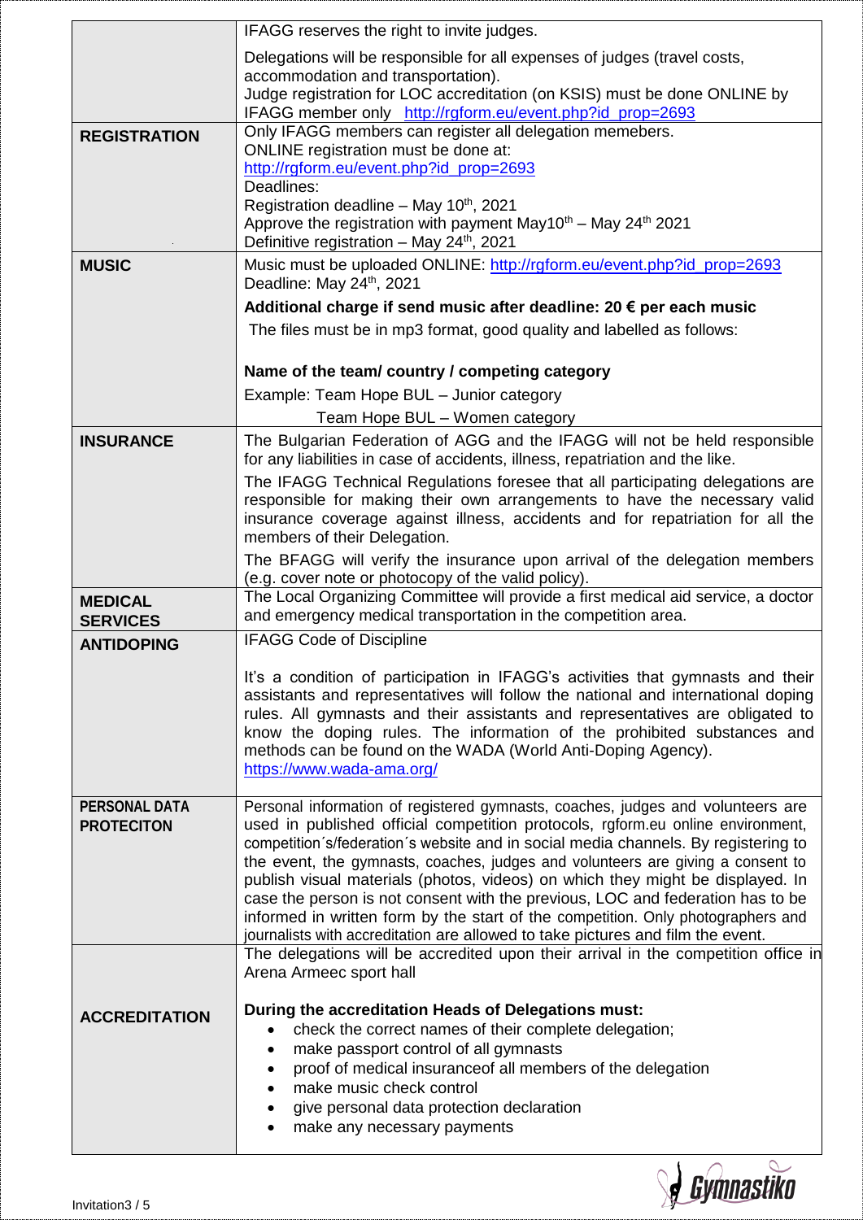| | |
|---|---|
| | IFAGG reserves the right to invite judges.<br><br>Delegations will be responsible for all expenses of judges (travel costs, accommodation and transportation).<br>Judge registration for LOC accreditation (on KSIS) must be done ONLINE by IFAGG member only http://rgform.eu/event.php?id_prop=2693 |
| **REGISTRATION** | Only IFAGG members can register all delegation memebers.<br>ONLINE registration must be done at:<br>http://rgform.eu/event.php?id_prop=2693<br>Deadlines:<br>Registration deadline – May 10th, 2021<br>Approve the registration with payment May10th – May 24th 2021<br>Definitive registration – May 24th, 2021 |
| **MUSIC** | Music must be uploaded ONLINE: http://rgform.eu/event.php?id_prop=2693<br>Deadline: May 24th, 2021<br><br>**Additional charge if send music after deadline: 20 € per each music**<br>The files must be in mp3 format, good quality and labelled as follows:<br><br>**Name of the team/ country / competing category**<br>Example: Team Hope BUL – Junior category<br>Team Hope BUL – Women category |
| **INSURANCE** | The Bulgarian Federation of AGG and the IFAGG will not be held responsible for any liabilities in case of accidents, illness, repatriation and the like.<br><br>The IFAGG Technical Regulations foresee that all participating delegations are responsible for making their own arrangements to have the necessary valid insurance coverage against illness, accidents and for repatriation for all the members of their Delegation.<br><br>The BFAGG will verify the insurance upon arrival of the delegation members (e.g. cover note or photocopy of the valid policy). |
| **MEDICAL SERVICES** | The Local Organizing Committee will provide a first medical aid service, a doctor and emergency medical transportation in the competition area. |
| **ANTIDOPING** | IFAGG Code of Discipline<br><br>It's a condition of participation in IFAGG's activities that gymnasts and their assistants and representatives will follow the national and international doping rules. All gymnasts and their assistants and representatives are obligated to know the doping rules. The information of the prohibited substances and methods can be found on the WADA (World Anti-Doping Agency).<br>https://www.wada-ama.org/ |
| **PERSONAL DATA PROTECITON** | Personal information of registered gymnasts, coaches, judges and volunteers are used in published official competition protocols, rgform.eu online environment, competition´s/federation´s website and in social media channels. By registering to the event, the gymnasts, coaches, judges and volunteers are giving a consent to publish visual materials (photos, videos) on which they might be displayed. In case the person is not consent with the previous, LOC and federation has to be informed in written form by the start of the competition. Only photographers and journalists with accreditation are allowed to take pictures and film the event. |
| **ACCREDITATION** | The delegations will be accredited upon their arrival in the competition office in Arena Armeec sport hall<br><br>**During the accreditation Heads of Delegations must:**<br>• check the correct names of their complete delegation;<br>• make passport control of all gymnasts<br>• proof of medical insuranceof all members of the delegation<br>• make music check control<br>• give personal data protection declaration<br>• make any necessary payments |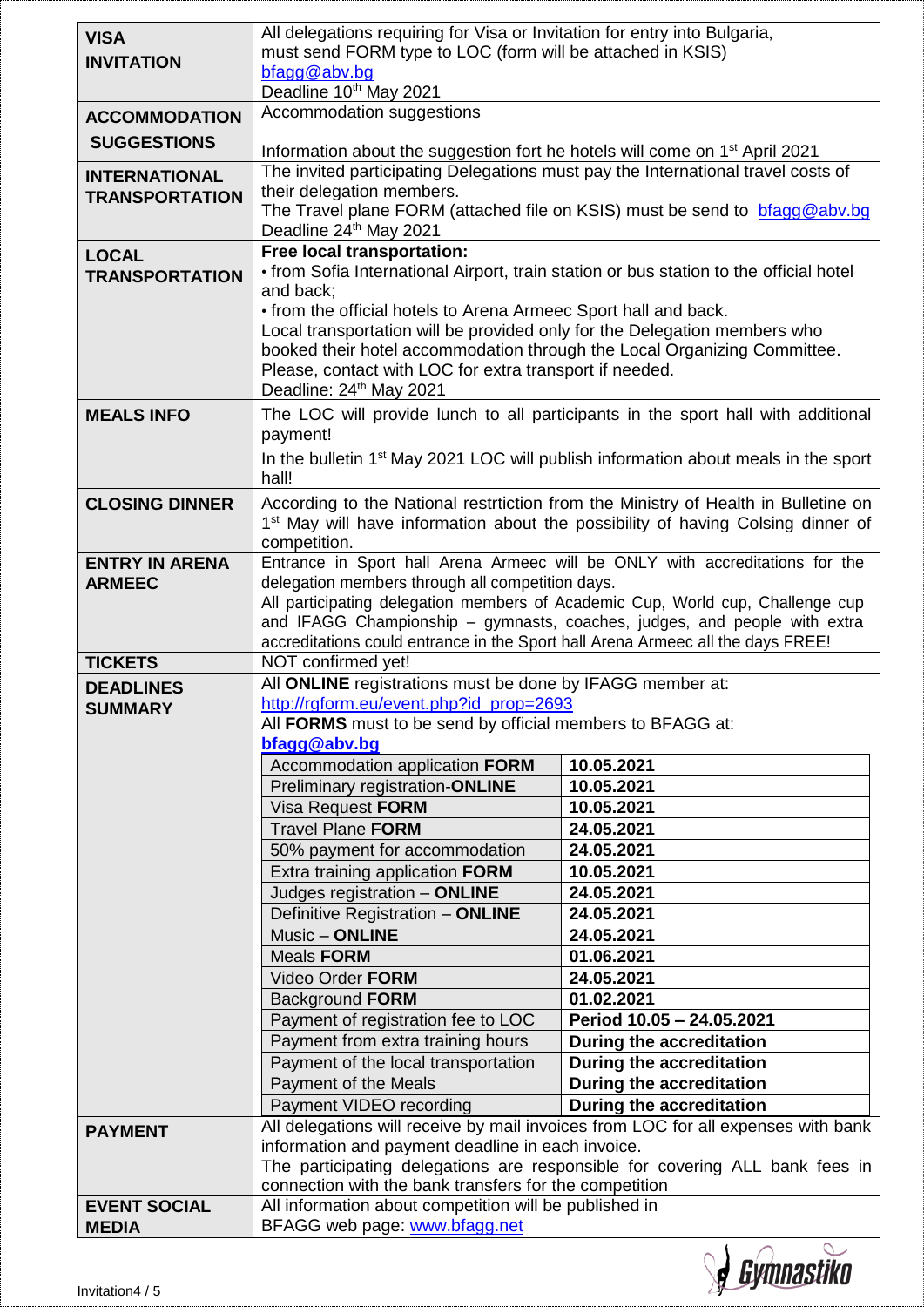| | |
|---|---|
| **VISA INVITATION** | All delegations requiring for Visa or Invitation for entry into Bulgaria, must send FORM type to LOC (form will be attached in KSIS)<br>bfagg@abv.bg<br>Deadline 10th May 2021 |
| **ACCOMMODATION SUGGESTIONS** | Accommodation suggestions<br><br>Information about the suggestion fort he hotels will come on 1st April 2021 |
| **INTERNATIONAL TRANSPORTATION** | The invited participating Delegations must pay the International travel costs of their delegation members.<br>The Travel plane FORM (attached file on KSIS) must be send to bfagg@abv.bg<br>Deadline 24th May 2021 |
| **LOCAL TRANSPORTATION** | **Free local transportation:**<br>• from Sofia International Airport, train station or bus station to the official hotel and back;<br>• from the official hotels to Arena Armeec Sport hall and back.<br>Local transportation will be provided only for the Delegation members who booked their hotel accommodation through the Local Organizing Committee.<br>Please, contact with LOC for extra transport if needed.<br>Deadline: 24th May 2021 |
| **MEALS INFO** | The LOC will provide lunch to all participants in the sport hall with additional payment!<br><br>In the bulletin 1st May 2021 LOC will publish information about meals in the sport hall! |
| **CLOSING DINNER** | According to the National restrtiction from the Ministry of Health in Bulletine on 1st May will have information about the possibility of having Colsing dinner of competition. |
| **ENTRY IN ARENA ARMEEC** | Entrance in Sport hall Arena Armeec will be ONLY with accreditations for the delegation members through all competition days.<br>All participating delegation members of Academic Cup, World cup, Challenge cup and IFAGG Championship – gymnasts, coaches, judges, and people with extra accreditations could entrance in the Sport hall Arena Armeec all the days FREE! |
| **TICKETS** | NOT confirmed yet! |
| **DEADLINES SUMMARY** | All **ONLINE** registrations must be done by IFAGG member at:<br>http://rgform.eu/event.php?id_prop=2693<br>All **FORMS** must to be send by official members to BFAGG at:<br>**bfagg@abv.bg** |

| Item | Deadline |
|---|---|
| Accommodation application **FORM** | **10.05.2021** |
| Preliminary registration-**ONLINE** | **10.05.2021** |
| Visa Request **FORM** | **10.05.2021** |
| Travel Plane **FORM** | **24.05.2021** |
| 50% payment for accommodation | **24.05.2021** |
| Extra training application **FORM** | **10.05.2021** |
| Judges registration – **ONLINE** | **24.05.2021** |
| Definitive Registration – **ONLINE** | **24.05.2021** |
| Music – **ONLINE** | **24.05.2021** |
| Meals **FORM** | **01.06.2021** |
| Video Order **FORM** | **24.05.2021** |
| Background **FORM** | **01.02.2021** |
| Payment of registration fee to LOC | **Period 10.05 – 24.05.2021** |
| Payment from extra training hours | **During the accreditation** |
| Payment of the local transportation | **During the accreditation** |
| Payment of the Meals | **During the accreditation** |
| Payment VIDEO recording | **During the accreditation** |

| | |
|---|---|
| **PAYMENT** | All delegations will receive by mail invoices from LOC for all expenses with bank information and payment deadline in each invoice.<br>The participating delegations are responsible for covering ALL bank fees in connection with the bank transfers for the competition |
| **EVENT SOCIAL MEDIA** | All information about competition will be published in<br>BFAGG web page: www.bfagg.net |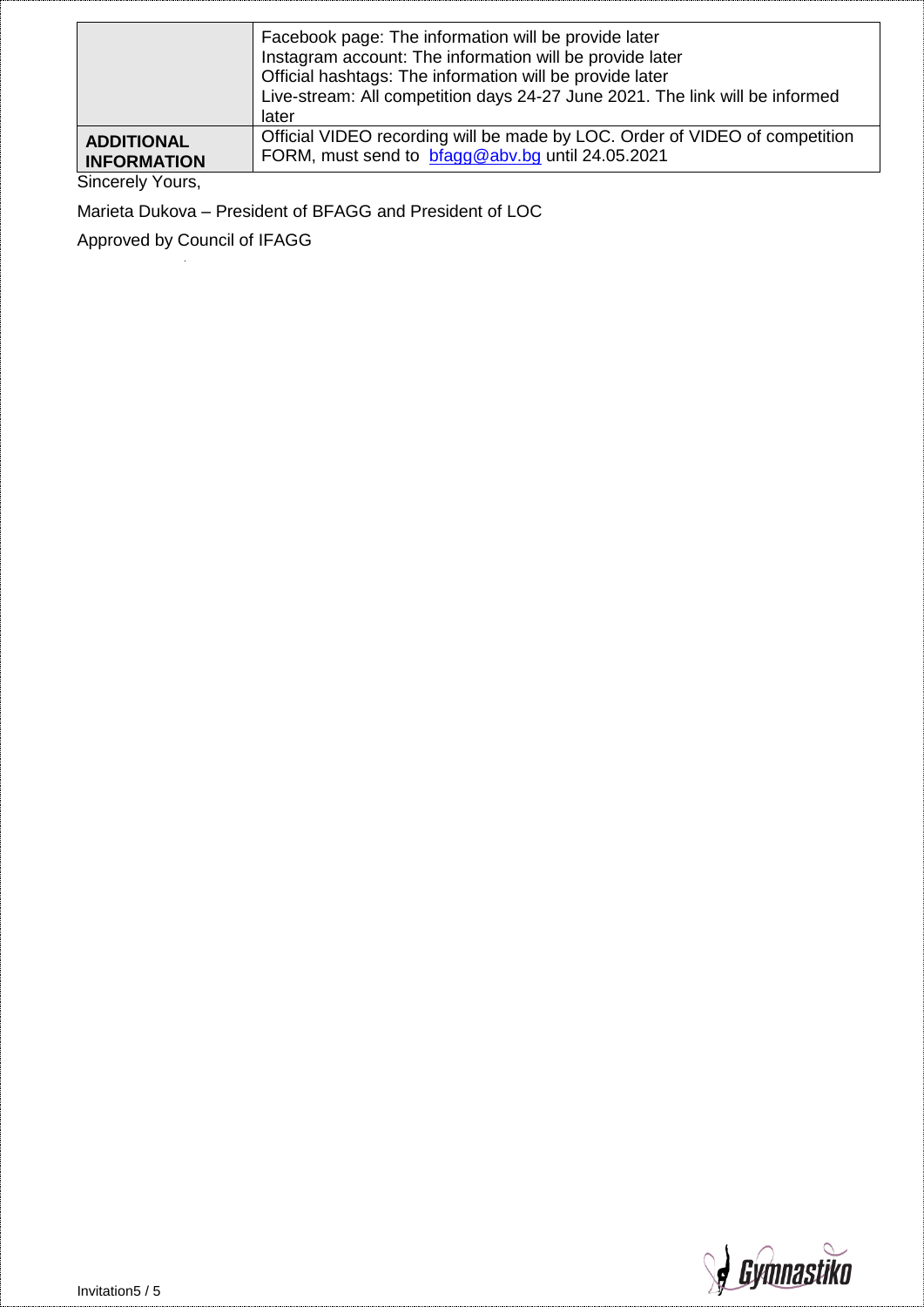| | |
|---|---|
| | Facebook page: The information will be provide later<br>Instagram account: The information will be provide later<br>Official hashtags: The information will be provide later<br>Live-stream: All competition days 24-27 June 2021. The link will be informed later |
| **ADDITIONAL INFORMATION** | Official VIDEO recording will be made by LOC. Order of VIDEO of competition FORM, must send to bfagg@abv.bg until 24.05.2021 |

Sincerely Yours,

Marieta Dukova – President of BFAGG and President of LOC

Approved by Council of IFAGG